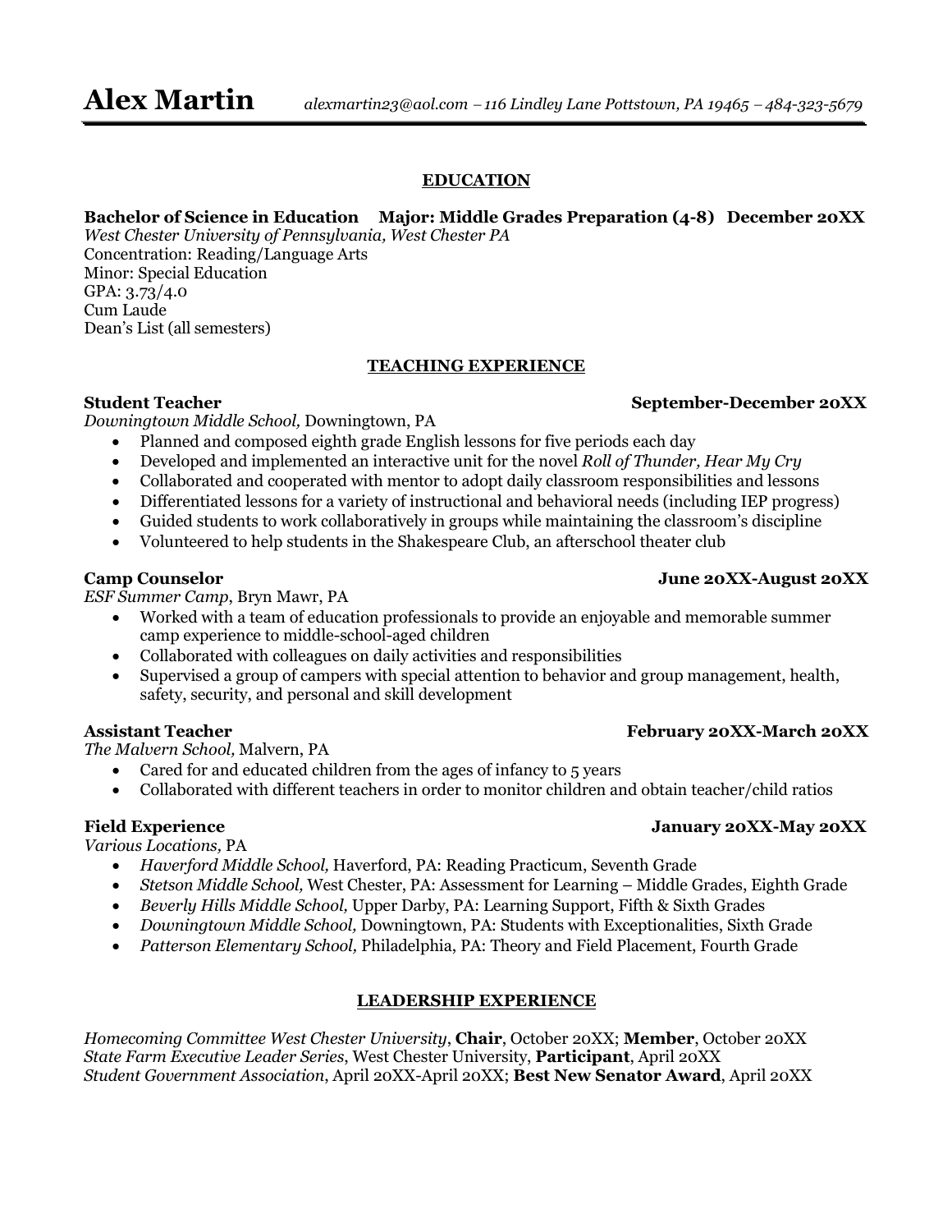# Alex Martin

*alexmartin23@aol.com – 116 Lindley Lane Pottstown, PA 19465 – 484-323-5679*

## EDUCATION

**Bachelor of Science in Education Major: Middle Grades Preparation (4-8) December 20XX**
*West Chester University of Pennsylvania, West Chester PA*
Concentration: Reading/Language Arts
Minor: Special Education
GPA: 3.73/4.0
Cum Laude
Dean's List (all semesters)

## TEACHING EXPERIENCE

**Student Teacher** **September-December 20XX**
*Downingtown Middle School,* Downingtown, PA

- Planned and composed eighth grade English lessons for five periods each day
- Developed and implemented an interactive unit for the novel *Roll of Thunder, Hear My Cry*
- Collaborated and cooperated with mentor to adopt daily classroom responsibilities and lessons
- Differentiated lessons for a variety of instructional and behavioral needs (including IEP progress)
- Guided students to work collaboratively in groups while maintaining the classroom's discipline
- Volunteered to help students in the Shakespeare Club, an afterschool theater club

**Camp Counselor** **June 20XX-August 20XX**
*ESF Summer Camp*, Bryn Mawr, PA

- Worked with a team of education professionals to provide an enjoyable and memorable summer camp experience to middle-school-aged children
- Collaborated with colleagues on daily activities and responsibilities
- Supervised a group of campers with special attention to behavior and group management, health, safety, security, and personal and skill development

**Assistant Teacher** **February 20XX-March 20XX**
*The Malvern School,* Malvern, PA

- Cared for and educated children from the ages of infancy to 5 years
- Collaborated with different teachers in order to monitor children and obtain teacher/child ratios

**Field Experience** **January 20XX-May 20XX**
*Various Locations,* PA

- *Haverford Middle School,* Haverford, PA: Reading Practicum, Seventh Grade
- *Stetson Middle School,* West Chester, PA: Assessment for Learning – Middle Grades, Eighth Grade
- *Beverly Hills Middle School,* Upper Darby, PA: Learning Support, Fifth & Sixth Grades
- *Downingtown Middle School,* Downingtown, PA: Students with Exceptionalities, Sixth Grade
- *Patterson Elementary School,* Philadelphia, PA: Theory and Field Placement, Fourth Grade

## LEADERSHIP EXPERIENCE

*Homecoming Committee West Chester University*, **Chair**, October 20XX; **Member**, October 20XX
*State Farm Executive Leader Series*, West Chester University, **Participant**, April 20XX
*Student Government Association*, April 20XX-April 20XX; **Best New Senator Award**, April 20XX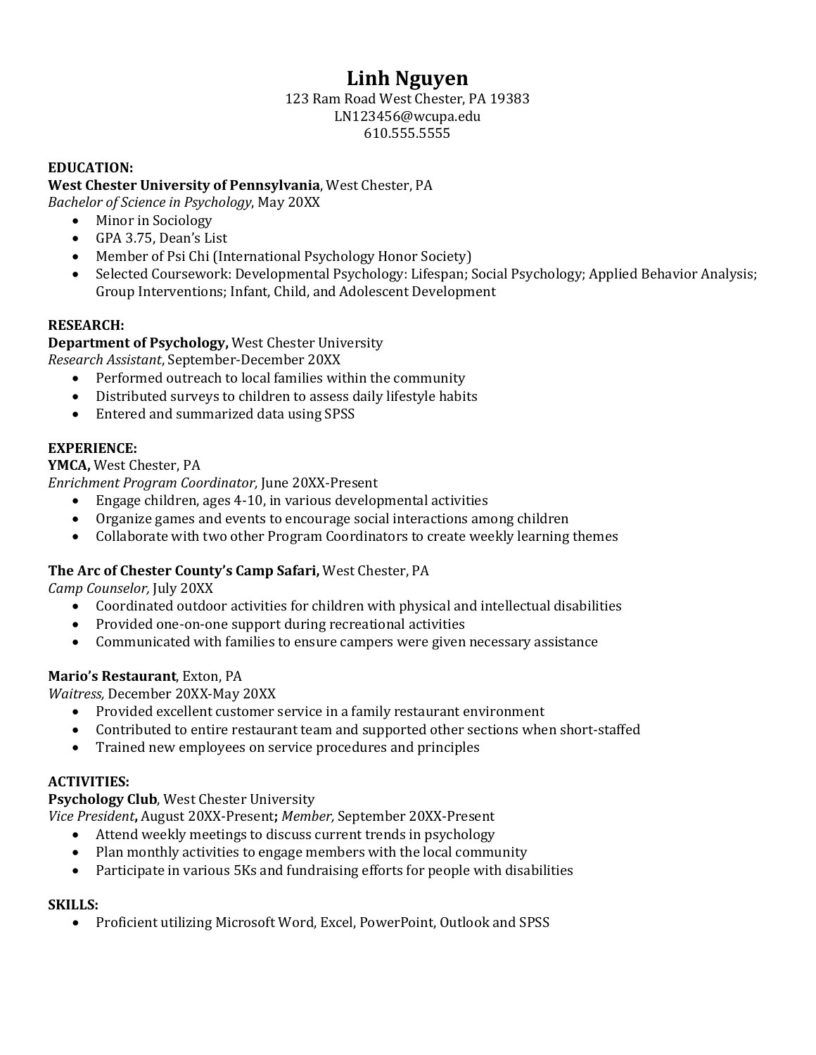# Linh Nguyen

123 Ram Road West Chester, PA 19383
LN123456@wcupa.edu
610.555.5555

**EDUCATION:**

**West Chester University of Pennsylvania**, West Chester, PA
*Bachelor of Science in Psychology*, May 20XX

- Minor in Sociology
- GPA 3.75, Dean's List
- Member of Psi Chi (International Psychology Honor Society)
- Selected Coursework: Developmental Psychology: Lifespan; Social Psychology; Applied Behavior Analysis; Group Interventions; Infant, Child, and Adolescent Development

**RESEARCH:**

**Department of Psychology,** West Chester University
*Research Assistant*, September-December 20XX

- Performed outreach to local families within the community
- Distributed surveys to children to assess daily lifestyle habits
- Entered and summarized data using SPSS

**EXPERIENCE:**

**YMCA,** West Chester, PA
*Enrichment Program Coordinator,* June 20XX-Present

- Engage children, ages 4-10, in various developmental activities
- Organize games and events to encourage social interactions among children
- Collaborate with two other Program Coordinators to create weekly learning themes

**The Arc of Chester County's Camp Safari,** West Chester, PA
*Camp Counselor,* July 20XX

- Coordinated outdoor activities for children with physical and intellectual disabilities
- Provided one-on-one support during recreational activities
- Communicated with families to ensure campers were given necessary assistance

**Mario's Restaurant**, Exton, PA
*Waitress,* December 20XX-May 20XX

- Provided excellent customer service in a family restaurant environment
- Contributed to entire restaurant team and supported other sections when short-staffed
- Trained new employees on service procedures and principles

**ACTIVITIES:**

**Psychology Club**, West Chester University
*Vice President***,** August 20XX-Present**;** *Member,* September 20XX-Present

- Attend weekly meetings to discuss current trends in psychology
- Plan monthly activities to engage members with the local community
- Participate in various 5Ks and fundraising efforts for people with disabilities

**SKILLS:**

- Proficient utilizing Microsoft Word, Excel, PowerPoint, Outlook and SPSS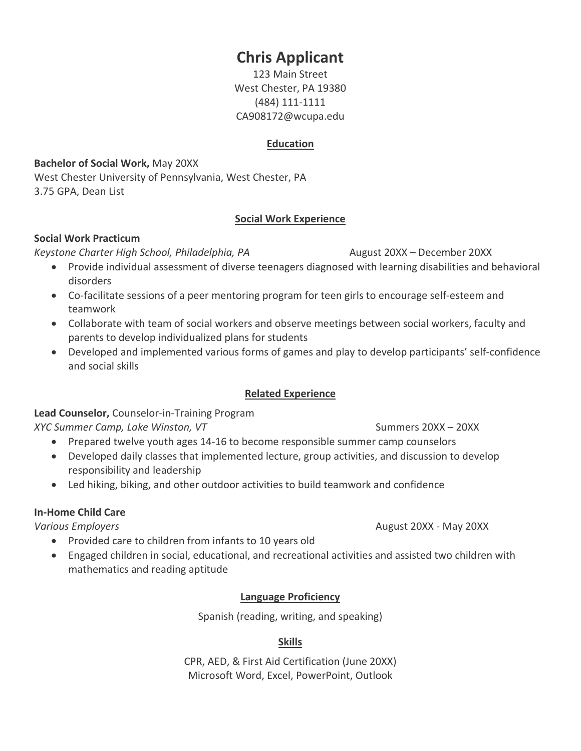# Chris Applicant

123 Main Street
West Chester, PA 19380
(484) 111-1111
CA908172@wcupa.edu

## Education

**Bachelor of Social Work,** May 20XX
West Chester University of Pennsylvania, West Chester, PA
3.75 GPA, Dean List

## Social Work Experience

**Social Work Practicum**
*Keystone Charter High School, Philadelphia, PA* August 20XX – December 20XX

- Provide individual assessment of diverse teenagers diagnosed with learning disabilities and behavioral disorders
- Co-facilitate sessions of a peer mentoring program for teen girls to encourage self-esteem and teamwork
- Collaborate with team of social workers and observe meetings between social workers, faculty and parents to develop individualized plans for students
- Developed and implemented various forms of games and play to develop participants' self-confidence and social skills

## Related Experience

**Lead Counselor,** Counselor-in-Training Program
*XYC Summer Camp, Lake Winston, VT* Summers 20XX – 20XX

- Prepared twelve youth ages 14-16 to become responsible summer camp counselors
- Developed daily classes that implemented lecture, group activities, and discussion to develop responsibility and leadership
- Led hiking, biking, and other outdoor activities to build teamwork and confidence

**In-Home Child Care**
*Various Employers* August 20XX - May 20XX

- Provided care to children from infants to 10 years old
- Engaged children in social, educational, and recreational activities and assisted two children with mathematics and reading aptitude

## Language Proficiency

Spanish (reading, writing, and speaking)

## Skills

CPR, AED, & First Aid Certification (June 20XX)
Microsoft Word, Excel, PowerPoint, Outlook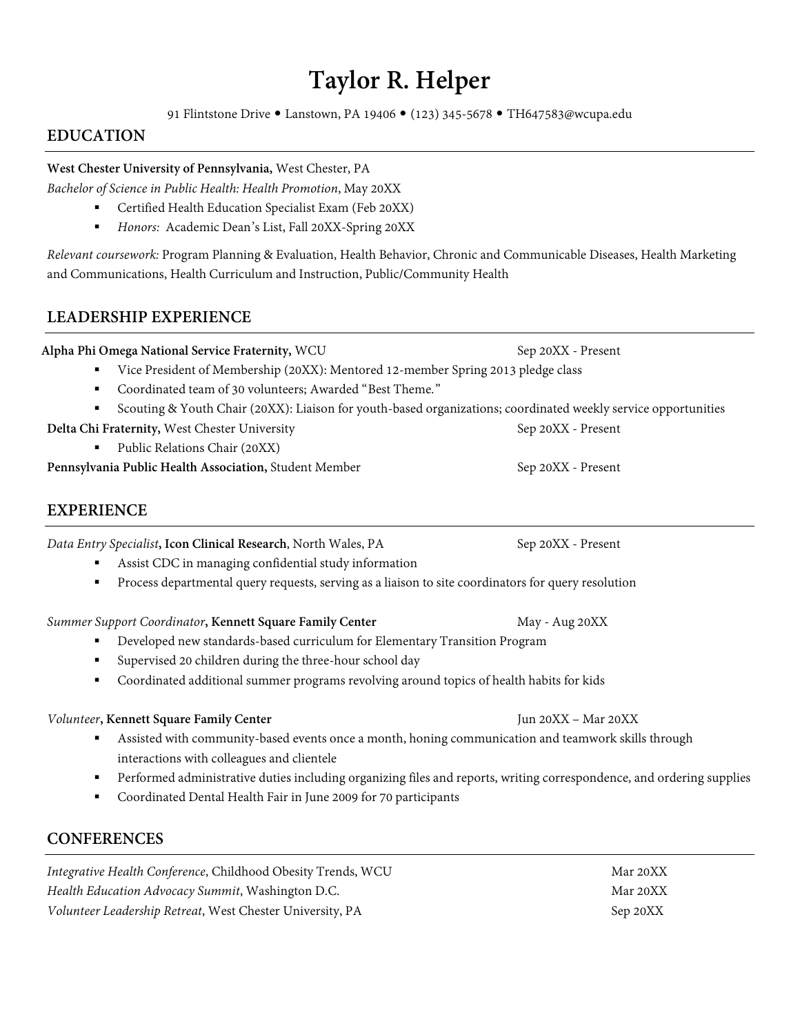# Taylor R. Helper

91 Flintstone Drive • Lanstown, PA 19406 • (123) 345-5678 • TH647583@wcupa.edu

## EDUCATION

**West Chester University of Pennsylvania,** West Chester, PA
*Bachelor of Science in Public Health: Health Promotion*, May 20XX

- Certified Health Education Specialist Exam (Feb 20XX)
- *Honors:* Academic Dean's List, Fall 20XX-Spring 20XX

*Relevant coursework:* Program Planning & Evaluation, Health Behavior, Chronic and Communicable Diseases, Health Marketing and Communications, Health Curriculum and Instruction, Public/Community Health

## LEADERSHIP EXPERIENCE

**Alpha Phi Omega National Service Fraternity,** WCU — Sep 20XX - Present

- Vice President of Membership (20XX): Mentored 12-member Spring 2013 pledge class
- Coordinated team of 30 volunteers; Awarded "Best Theme."
- Scouting & Youth Chair (20XX): Liaison for youth-based organizations; coordinated weekly service opportunities

**Delta Chi Fraternity,** West Chester University — Sep 20XX - Present

- Public Relations Chair (20XX)

**Pennsylvania Public Health Association,** Student Member — Sep 20XX - Present

## EXPERIENCE

*Data Entry Specialist*, **Icon Clinical Research**, North Wales, PA — Sep 20XX - Present

- Assist CDC in managing confidential study information
- Process departmental query requests, serving as a liaison to site coordinators for query resolution

*Summer Support Coordinator*, **Kennett Square Family Center** — May - Aug 20XX

- Developed new standards-based curriculum for Elementary Transition Program
- Supervised 20 children during the three-hour school day
- Coordinated additional summer programs revolving around topics of health habits for kids

*Volunteer*, **Kennett Square Family Center** — Jun 20XX – Mar 20XX

- Assisted with community-based events once a month, honing communication and teamwork skills through interactions with colleagues and clientele
- Performed administrative duties including organizing files and reports, writing correspondence, and ordering supplies
- Coordinated Dental Health Fair in June 2009 for 70 participants

## CONFERENCES

*Integrative Health Conference*, Childhood Obesity Trends, WCU — Mar 20XX
*Health Education Advocacy Summit*, Washington D.C. — Mar 20XX
*Volunteer Leadership Retreat*, West Chester University, PA — Sep 20XX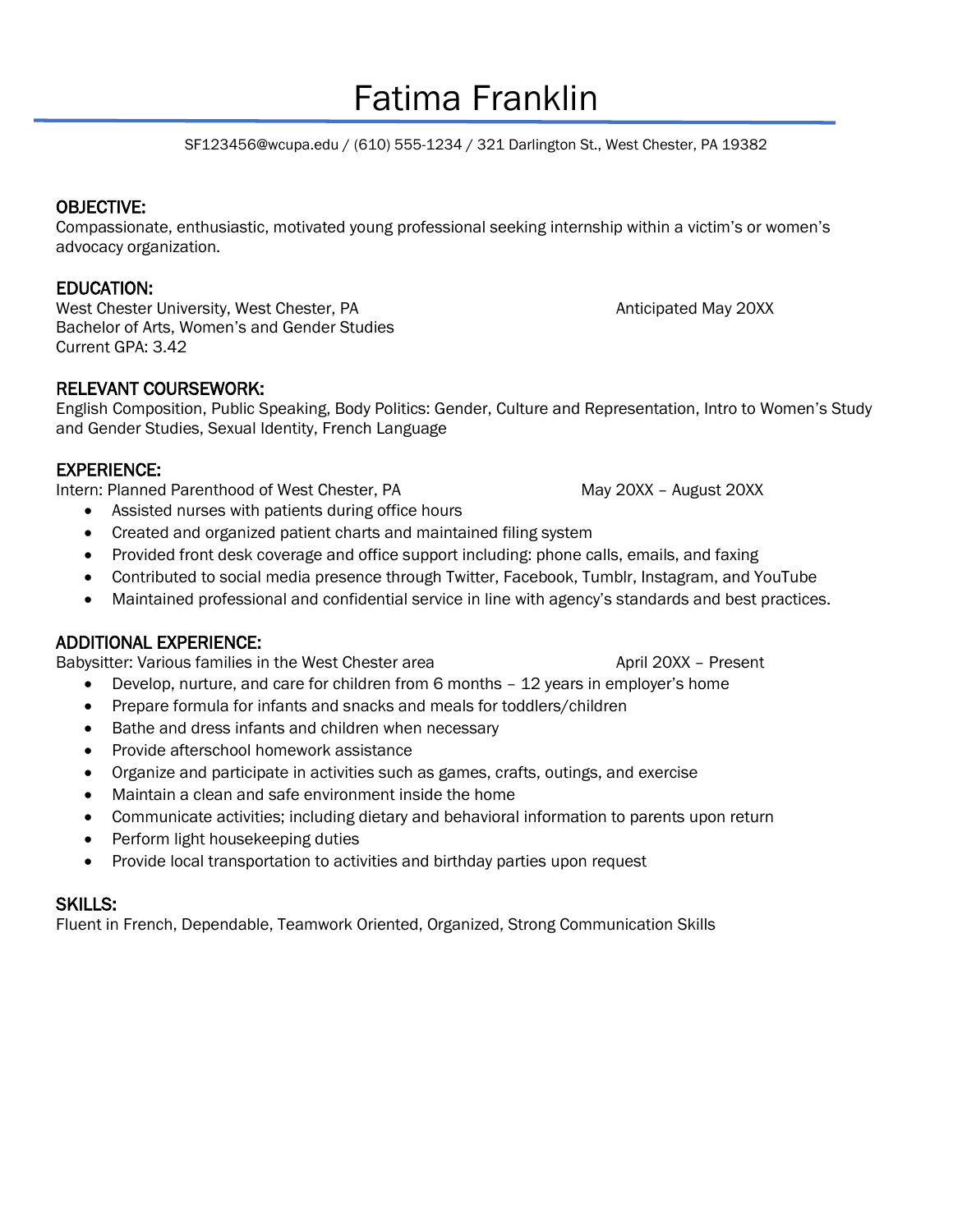# Fatima Franklin

SF123456@wcupa.edu / (610) 555-1234 / 321 Darlington St., West Chester, PA 19382

## OBJECTIVE:

Compassionate, enthusiastic, motivated young professional seeking internship within a victim's or women's advocacy organization.

## EDUCATION:

West Chester University, West Chester, PA — Anticipated May 20XX
Bachelor of Arts, Women's and Gender Studies
Current GPA: 3.42

## RELEVANT COURSEWORK:

English Composition, Public Speaking, Body Politics: Gender, Culture and Representation, Intro to Women's Study and Gender Studies, Sexual Identity, French Language

## EXPERIENCE:

Intern: Planned Parenthood of West Chester, PA — May 20XX – August 20XX

- Assisted nurses with patients during office hours
- Created and organized patient charts and maintained filing system
- Provided front desk coverage and office support including: phone calls, emails, and faxing
- Contributed to social media presence through Twitter, Facebook, Tumblr, Instagram, and YouTube
- Maintained professional and confidential service in line with agency's standards and best practices.

## ADDITIONAL EXPERIENCE:

Babysitter: Various families in the West Chester area — April 20XX – Present

- Develop, nurture, and care for children from 6 months – 12 years in employer's home
- Prepare formula for infants and snacks and meals for toddlers/children
- Bathe and dress infants and children when necessary
- Provide afterschool homework assistance
- Organize and participate in activities such as games, crafts, outings, and exercise
- Maintain a clean and safe environment inside the home
- Communicate activities; including dietary and behavioral information to parents upon return
- Perform light housekeeping duties
- Provide local transportation to activities and birthday parties upon request

## SKILLS:

Fluent in French, Dependable, Teamwork Oriented, Organized, Strong Communication Skills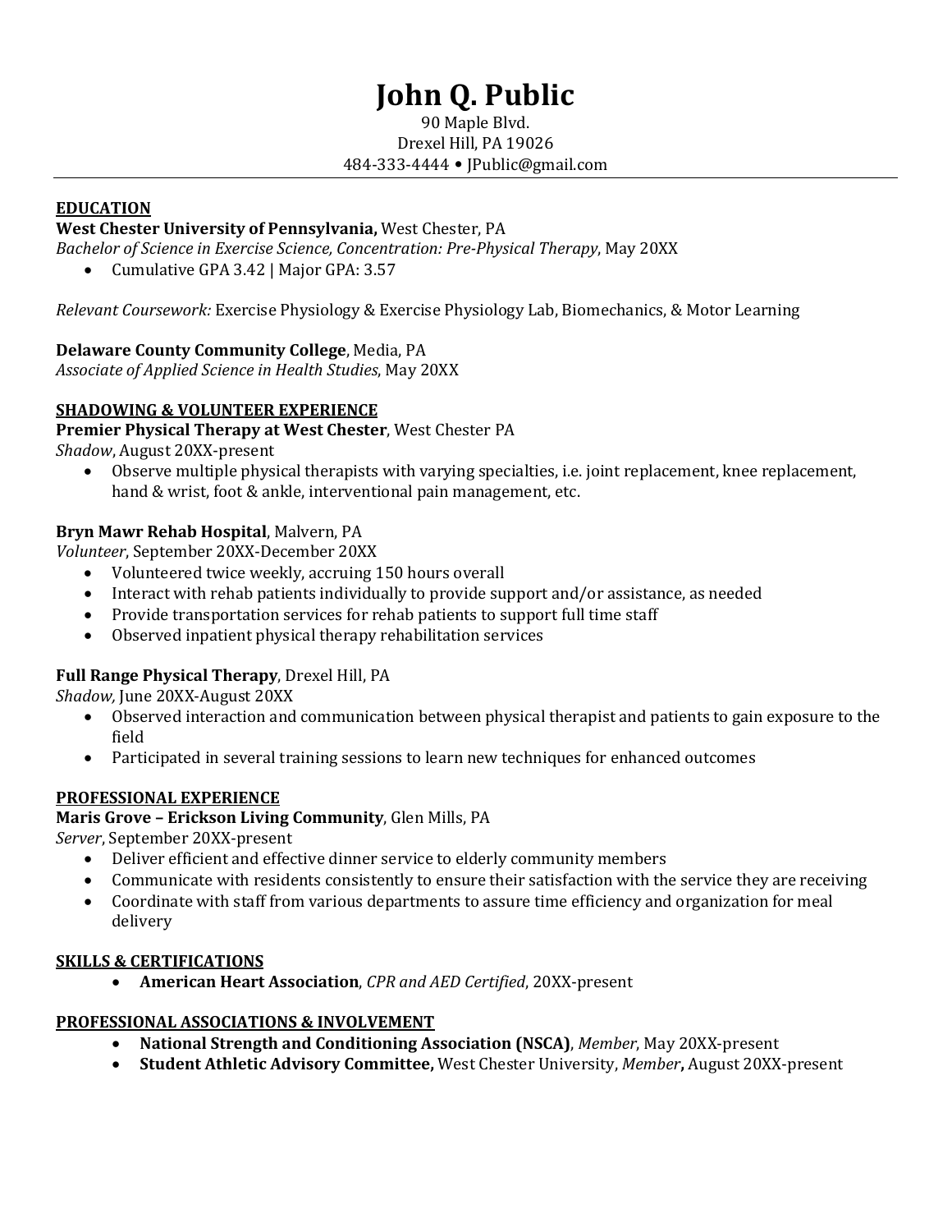# John Q. Public

90 Maple Blvd.
Drexel Hill, PA 19026
484-333-4444 • JPublic@gmail.com

---

## EDUCATION

**West Chester University of Pennsylvania,** West Chester, PA
*Bachelor of Science in Exercise Science, Concentration: Pre-Physical Therapy*, May 20XX

- Cumulative GPA 3.42 | Major GPA: 3.57

*Relevant Coursework:* Exercise Physiology & Exercise Physiology Lab, Biomechanics, & Motor Learning

**Delaware County Community College**, Media, PA
*Associate of Applied Science in Health Studies*, May 20XX

## SHADOWING & VOLUNTEER EXPERIENCE

**Premier Physical Therapy at West Chester**, West Chester PA
*Shadow*, August 20XX-present

- Observe multiple physical therapists with varying specialties, i.e. joint replacement, knee replacement, hand & wrist, foot & ankle, interventional pain management, etc.

**Bryn Mawr Rehab Hospital**, Malvern, PA
*Volunteer*, September 20XX-December 20XX

- Volunteered twice weekly, accruing 150 hours overall
- Interact with rehab patients individually to provide support and/or assistance, as needed
- Provide transportation services for rehab patients to support full time staff
- Observed inpatient physical therapy rehabilitation services

**Full Range Physical Therapy**, Drexel Hill, PA
*Shadow,* June 20XX-August 20XX

- Observed interaction and communication between physical therapist and patients to gain exposure to the field
- Participated in several training sessions to learn new techniques for enhanced outcomes

## PROFESSIONAL EXPERIENCE

**Maris Grove – Erickson Living Community**, Glen Mills, PA
*Server*, September 20XX-present

- Deliver efficient and effective dinner service to elderly community members
- Communicate with residents consistently to ensure their satisfaction with the service they are receiving
- Coordinate with staff from various departments to assure time efficiency and organization for meal delivery

## SKILLS & CERTIFICATIONS

- **American Heart Association**, *CPR and AED Certified*, 20XX-present

## PROFESSIONAL ASSOCIATIONS & INVOLVEMENT

- **National Strength and Conditioning Association (NSCA)**, *Member*, May 20XX-present
- **Student Athletic Advisory Committee,** West Chester University, *Member***,** August 20XX-present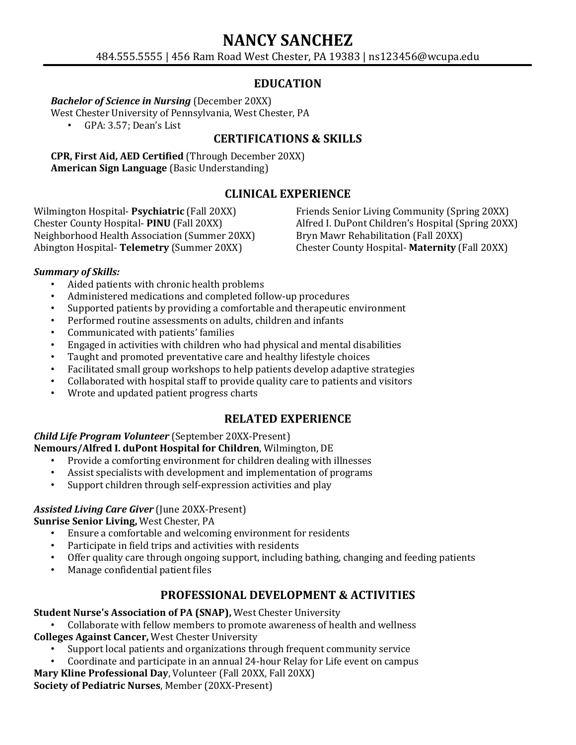# NANCY SANCHEZ

484.555.5555 | 456 Ram Road West Chester, PA 19383 | ns123456@wcupa.edu

## EDUCATION

***Bachelor of Science in Nursing*** (December 20XX)
West Chester University of Pennsylvania, West Chester, PA

- GPA: 3.57; Dean's List

## CERTIFICATIONS & SKILLS

**CPR, First Aid, AED Certified** (Through December 20XX)
**American Sign Language** (Basic Understanding)

## CLINICAL EXPERIENCE

Wilmington Hospital- **Psychiatric** (Fall 20XX)
Chester County Hospital- **PINU** (Fall 20XX)
Neighborhood Health Association (Summer 20XX)
Abington Hospital- **Telemetry** (Summer 20XX)
Friends Senior Living Community (Spring 20XX)
Alfred I. DuPont Children's Hospital (Spring 20XX)
Bryn Mawr Rehabilitation (Fall 20XX)
Chester County Hospital- **Maternity** (Fall 20XX)

***Summary of Skills:***

- Aided patients with chronic health problems
- Administered medications and completed follow-up procedures
- Supported patients by providing a comfortable and therapeutic environment
- Performed routine assessments on adults, children and infants
- Communicated with patients' families
- Engaged in activities with children who had physical and mental disabilities
- Taught and promoted preventative care and healthy lifestyle choices
- Facilitated small group workshops to help patients develop adaptive strategies
- Collaborated with hospital staff to provide quality care to patients and visitors
- Wrote and updated patient progress charts

## RELATED EXPERIENCE

***Child Life Program Volunteer*** (September 20XX-Present)
**Nemours/Alfred I. duPont Hospital for Children**, Wilmington, DE

- Provide a comforting environment for children dealing with illnesses
- Assist specialists with development and implementation of programs
- Support children through self-expression activities and play

***Assisted Living Care Giver*** (June 20XX-Present)
**Sunrise Senior Living,** West Chester, PA

- Ensure a comfortable and welcoming environment for residents
- Participate in field trips and activities with residents
- Offer quality care through ongoing support, including bathing, changing and feeding patients
- Manage confidential patient files

## PROFESSIONAL DEVELOPMENT & ACTIVITIES

**Student Nurse's Association of PA (SNAP),** West Chester University

- Collaborate with fellow members to promote awareness of health and wellness

**Colleges Against Cancer,** West Chester University

- Support local patients and organizations through frequent community service
- Coordinate and participate in an annual 24-hour Relay for Life event on campus

**Mary Kline Professional Day**, Volunteer (Fall 20XX, Fall 20XX)
**Society of Pediatric Nurses**, Member (20XX-Present)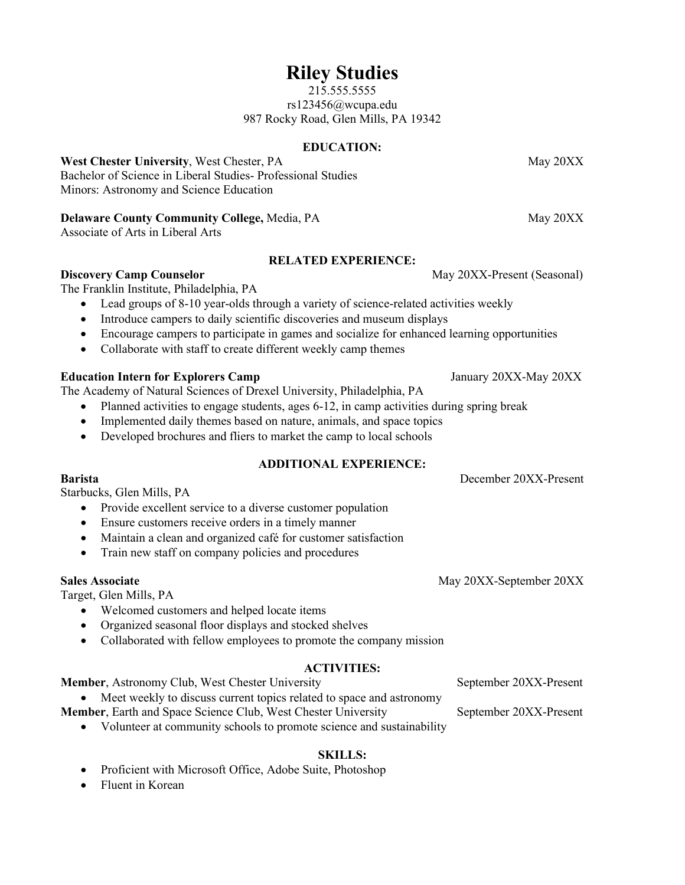# Riley Studies

215.555.5555
rs123456@wcupa.edu
987 Rocky Road, Glen Mills, PA 19342

## EDUCATION:

**West Chester University**, West Chester, PA — May 20XX
Bachelor of Science in Liberal Studies- Professional Studies
Minors: Astronomy and Science Education

**Delaware County Community College,** Media, PA — May 20XX
Associate of Arts in Liberal Arts

## RELATED EXPERIENCE:

**Discovery Camp Counselor** — May 20XX-Present (Seasonal)
The Franklin Institute, Philadelphia, PA

- Lead groups of 8-10 year-olds through a variety of science-related activities weekly
- Introduce campers to daily scientific discoveries and museum displays
- Encourage campers to participate in games and socialize for enhanced learning opportunities
- Collaborate with staff to create different weekly camp themes

**Education Intern for Explorers Camp** — January 20XX-May 20XX
The Academy of Natural Sciences of Drexel University, Philadelphia, PA

- Planned activities to engage students, ages 6-12, in camp activities during spring break
- Implemented daily themes based on nature, animals, and space topics
- Developed brochures and fliers to market the camp to local schools

## ADDITIONAL EXPERIENCE:

**Barista** — December 20XX-Present
Starbucks, Glen Mills, PA

- Provide excellent service to a diverse customer population
- Ensure customers receive orders in a timely manner
- Maintain a clean and organized café for customer satisfaction
- Train new staff on company policies and procedures

**Sales Associate** — May 20XX-September 20XX
Target, Glen Mills, PA

- Welcomed customers and helped locate items
- Organized seasonal floor displays and stocked shelves
- Collaborated with fellow employees to promote the company mission

## ACTIVITIES:

**Member**, Astronomy Club, West Chester University — September 20XX-Present

- Meet weekly to discuss current topics related to space and astronomy

**Member**, Earth and Space Science Club, West Chester University — September 20XX-Present

- Volunteer at community schools to promote science and sustainability

## SKILLS:

- Proficient with Microsoft Office, Adobe Suite, Photoshop
- Fluent in Korean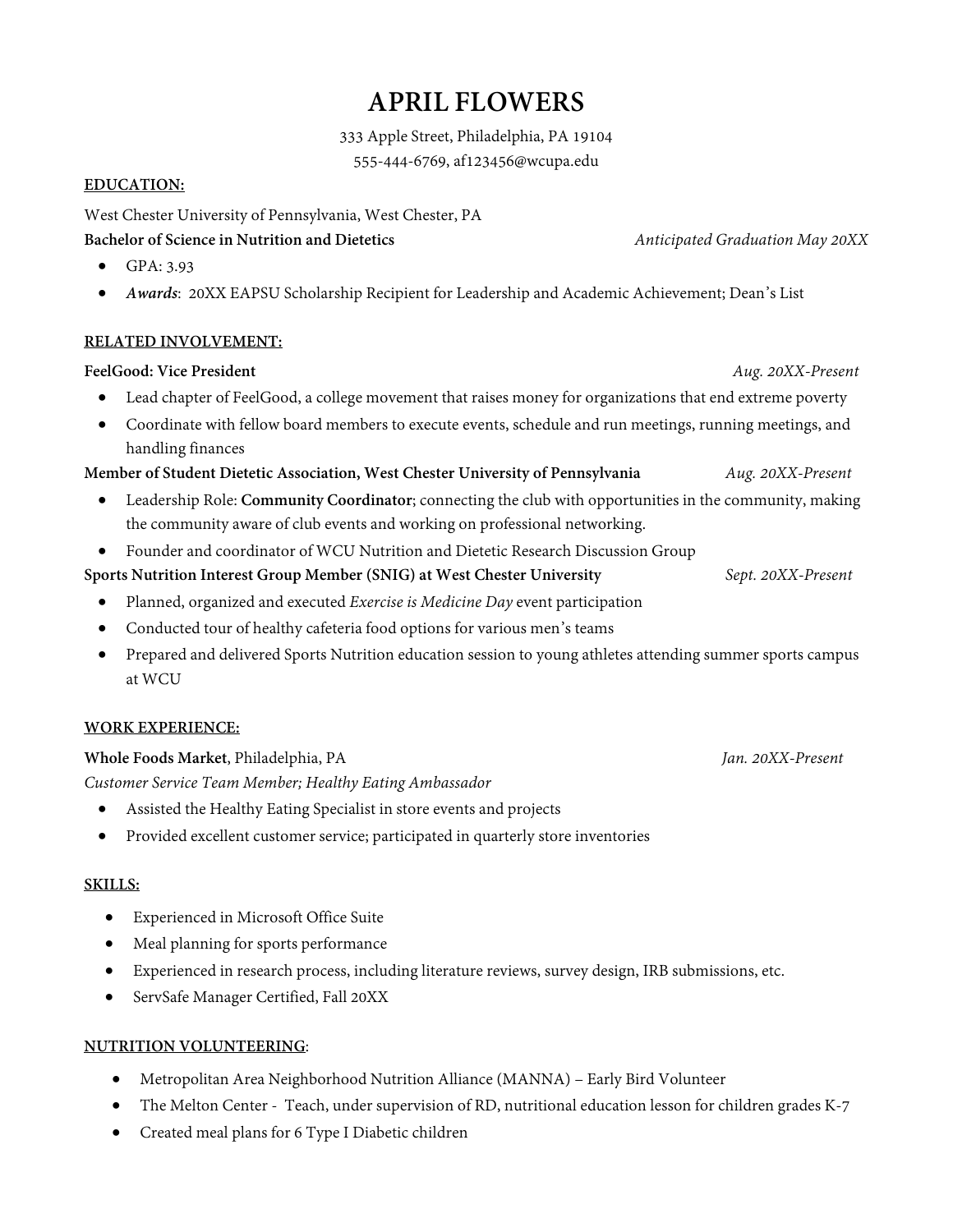# APRIL FLOWERS

333 Apple Street, Philadelphia, PA 19104
555-444-6769, af123456@wcupa.edu

## EDUCATION:

West Chester University of Pennsylvania, West Chester, PA
**Bachelor of Science in Nutrition and Dietetics** *Anticipated Graduation May 20XX*

- GPA: 3.93
- ***Awards***: 20XX EAPSU Scholarship Recipient for Leadership and Academic Achievement; Dean's List

## RELATED INVOLVEMENT:

**FeelGood: Vice President** *Aug. 20XX-Present*

- Lead chapter of FeelGood, a college movement that raises money for organizations that end extreme poverty
- Coordinate with fellow board members to execute events, schedule and run meetings, running meetings, and handling finances

**Member of Student Dietetic Association, West Chester University of Pennsylvania** *Aug. 20XX-Present*

- Leadership Role: **Community Coordinator**; connecting the club with opportunities in the community, making the community aware of club events and working on professional networking.
- Founder and coordinator of WCU Nutrition and Dietetic Research Discussion Group

**Sports Nutrition Interest Group Member (SNIG) at West Chester University** *Sept. 20XX-Present*

- Planned, organized and executed *Exercise is Medicine Day* event participation
- Conducted tour of healthy cafeteria food options for various men's teams
- Prepared and delivered Sports Nutrition education session to young athletes attending summer sports campus at WCU

## WORK EXPERIENCE:

**Whole Foods Market**, Philadelphia, PA *Jan. 20XX-Present*
*Customer Service Team Member; Healthy Eating Ambassador*

- Assisted the Healthy Eating Specialist in store events and projects
- Provided excellent customer service; participated in quarterly store inventories

## SKILLS:

- Experienced in Microsoft Office Suite
- Meal planning for sports performance
- Experienced in research process, including literature reviews, survey design, IRB submissions, etc.
- ServSafe Manager Certified, Fall 20XX

## NUTRITION VOLUNTEERING:

- Metropolitan Area Neighborhood Nutrition Alliance (MANNA) – Early Bird Volunteer
- The Melton Center - Teach, under supervision of RD, nutritional education lesson for children grades K-7
- Created meal plans for 6 Type I Diabetic children